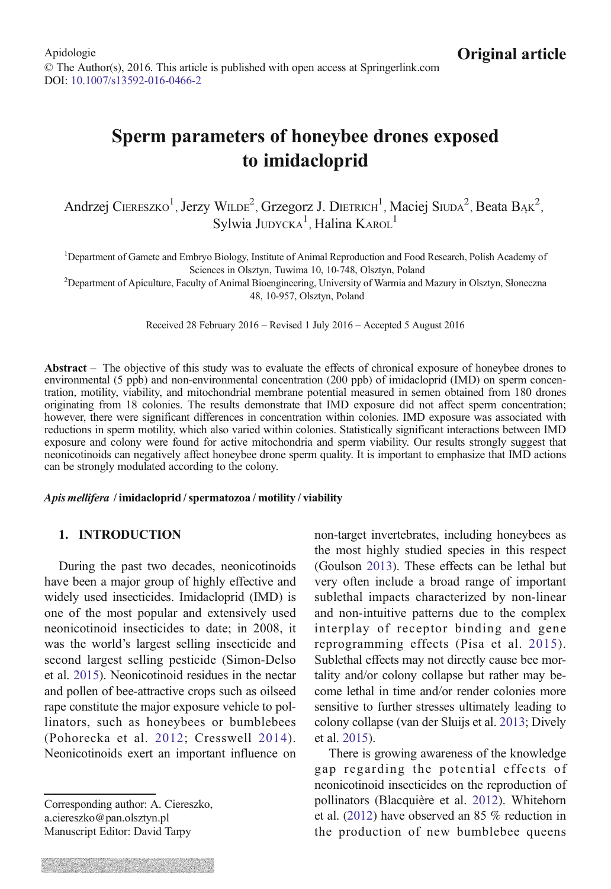Apidologie
© The Author(s), 2016. This article is published with open access at Springerlink.com
DOI: 10.1007/s13592-016-0466-2

**Original article**

# Sperm parameters of honeybee drones exposed to imidacloprid

Andrzej Ciereszko[1], Jerzy Wilde[2], Grzegorz J. Dietrich[1], Maciej Siuda[2], Beata Bąk[2], Sylwia Judycka[1], Halina Karol[1]

[1]Department of Gamete and Embryo Biology, Institute of Animal Reproduction and Food Research, Polish Academy of Sciences in Olsztyn, Tuwima 10, 10-748, Olsztyn, Poland

[2]Department of Apiculture, Faculty of Animal Bioengineering, University of Warmia and Mazury in Olsztyn, Słoneczna 48, 10-957, Olsztyn, Poland

Received 28 February 2016 – Revised 1 July 2016 – Accepted 5 August 2016

**Abstract** – The objective of this study was to evaluate the effects of chronical exposure of honeybee drones to environmental (5 ppb) and non-environmental concentration (200 ppb) of imidacloprid (IMD) on sperm concentration, motility, viability, and mitochondrial membrane potential measured in semen obtained from 180 drones originating from 18 colonies. The results demonstrate that IMD exposure did not affect sperm concentration; however, there were significant differences in concentration within colonies. IMD exposure was associated with reductions in sperm motility, which also varied within colonies. Statistically significant interactions between IMD exposure and colony were found for active mitochondria and sperm viability. Our results strongly suggest that neonicotinoids can negatively affect honeybee drone sperm quality. It is important to emphasize that IMD actions can be strongly modulated according to the colony.

***Apis mellifera*** **/ imidacloprid / spermatozoa / motility / viability**

## 1. INTRODUCTION

During the past two decades, neonicotinoids have been a major group of highly effective and widely used insecticides. Imidacloprid (IMD) is one of the most popular and extensively used neonicotinoid insecticides to date; in 2008, it was the world's largest selling insecticide and second largest selling pesticide (Simon-Delso et al. 2015). Neonicotinoid residues in the nectar and pollen of bee-attractive crops such as oilseed rape constitute the major exposure vehicle to pollinators, such as honeybees or bumblebees (Pohorecka et al. 2012; Cresswell 2014). Neonicotinoids exert an important influence on non-target invertebrates, including honeybees as the most highly studied species in this respect (Goulson 2013). These effects can be lethal but very often include a broad range of important sublethal impacts characterized by non-linear and non-intuitive patterns due to the complex interplay of receptor binding and gene reprogramming effects (Pisa et al. 2015). Sublethal effects may not directly cause bee mortality and/or colony collapse but rather may become lethal in time and/or render colonies more sensitive to further stresses ultimately leading to colony collapse (van der Sluijs et al. 2013; Dively et al. 2015).

There is growing awareness of the knowledge gap regarding the potential effects of neonicotinoid insecticides on the reproduction of pollinators (Blacquière et al. 2012). Whitehorn et al. (2012) have observed an 85 % reduction in the production of new bumblebee queens

Corresponding author: A. Ciereszko, a.ciereszko@pan.olsztyn.pl
Manuscript Editor: David Tarpy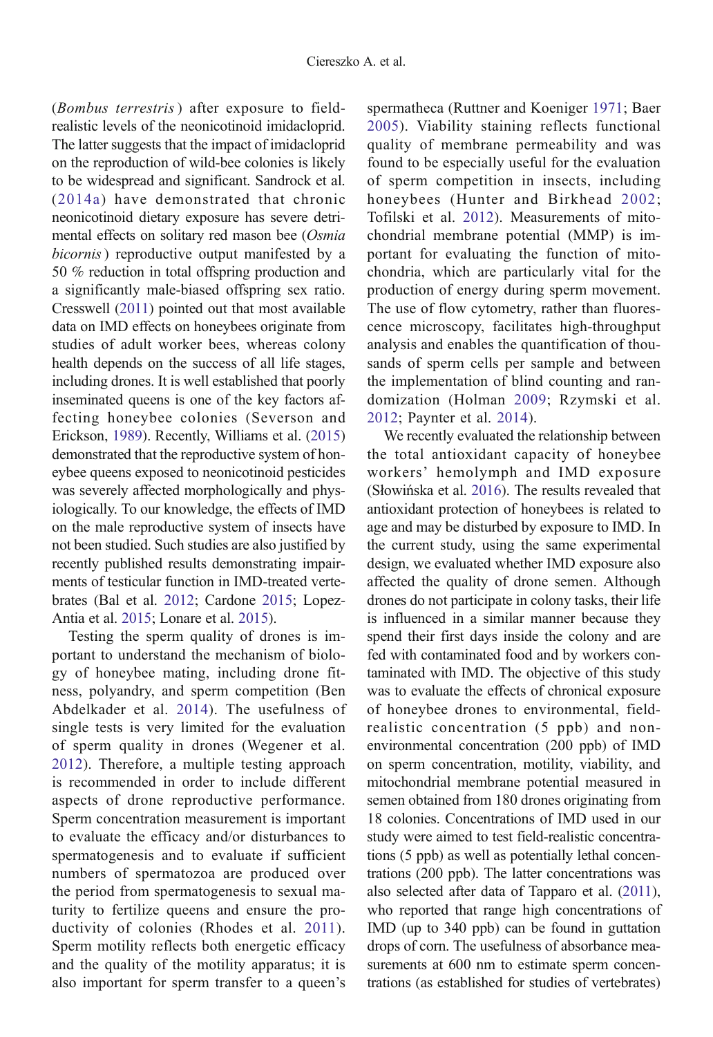(*Bombus terrestris*) after exposure to field-realistic levels of the neonicotinoid imidacloprid. The latter suggests that the impact of imidacloprid on the reproduction of wild-bee colonies is likely to be widespread and significant. Sandrock et al. (2014a) have demonstrated that chronic neonicotinoid dietary exposure has severe detrimental effects on solitary red mason bee (*Osmia bicornis*) reproductive output manifested by a 50 % reduction in total offspring production and a significantly male-biased offspring sex ratio. Cresswell (2011) pointed out that most available data on IMD effects on honeybees originate from studies of adult worker bees, whereas colony health depends on the success of all life stages, including drones. It is well established that poorly inseminated queens is one of the key factors affecting honeybee colonies (Severson and Erickson, 1989). Recently, Williams et al. (2015) demonstrated that the reproductive system of honeybee queens exposed to neonicotinoid pesticides was severely affected morphologically and physiologically. To our knowledge, the effects of IMD on the male reproductive system of insects have not been studied. Such studies are also justified by recently published results demonstrating impairments of testicular function in IMD-treated vertebrates (Bal et al. 2012; Cardone 2015; Lopez-Antia et al. 2015; Lonare et al. 2015).

Testing the sperm quality of drones is important to understand the mechanism of biology of honeybee mating, including drone fitness, polyandry, and sperm competition (Ben Abdelkader et al. 2014). The usefulness of single tests is very limited for the evaluation of sperm quality in drones (Wegener et al. 2012). Therefore, a multiple testing approach is recommended in order to include different aspects of drone reproductive performance. Sperm concentration measurement is important to evaluate the efficacy and/or disturbances to spermatogenesis and to evaluate if sufficient numbers of spermatozoa are produced over the period from spermatogenesis to sexual maturity to fertilize queens and ensure the productivity of colonies (Rhodes et al. 2011). Sperm motility reflects both energetic efficacy and the quality of the motility apparatus; it is also important for sperm transfer to a queen's spermatheca (Ruttner and Koeniger 1971; Baer 2005). Viability staining reflects functional quality of membrane permeability and was found to be especially useful for the evaluation of sperm competition in insects, including honeybees (Hunter and Birkhead 2002; Tofilski et al. 2012). Measurements of mitochondrial membrane potential (MMP) is important for evaluating the function of mitochondria, which are particularly vital for the production of energy during sperm movement. The use of flow cytometry, rather than fluorescence microscopy, facilitates high-throughput analysis and enables the quantification of thousands of sperm cells per sample and between the implementation of blind counting and randomization (Holman 2009; Rzymski et al. 2012; Paynter et al. 2014).

We recently evaluated the relationship between the total antioxidant capacity of honeybee workers' hemolymph and IMD exposure (Słowińska et al. 2016). The results revealed that antioxidant protection of honeybees is related to age and may be disturbed by exposure to IMD. In the current study, using the same experimental design, we evaluated whether IMD exposure also affected the quality of drone semen. Although drones do not participate in colony tasks, their life is influenced in a similar manner because they spend their first days inside the colony and are fed with contaminated food and by workers contaminated with IMD. The objective of this study was to evaluate the effects of chronical exposure of honeybee drones to environmental, field-realistic concentration (5 ppb) and non-environmental concentration (200 ppb) of IMD on sperm concentration, motility, viability, and mitochondrial membrane potential measured in semen obtained from 180 drones originating from 18 colonies. Concentrations of IMD used in our study were aimed to test field-realistic concentrations (5 ppb) as well as potentially lethal concentrations (200 ppb). The latter concentrations was also selected after data of Tapparo et al. (2011), who reported that range high concentrations of IMD (up to 340 ppb) can be found in guttation drops of corn. The usefulness of absorbance measurements at 600 nm to estimate sperm concentrations (as established for studies of vertebrates)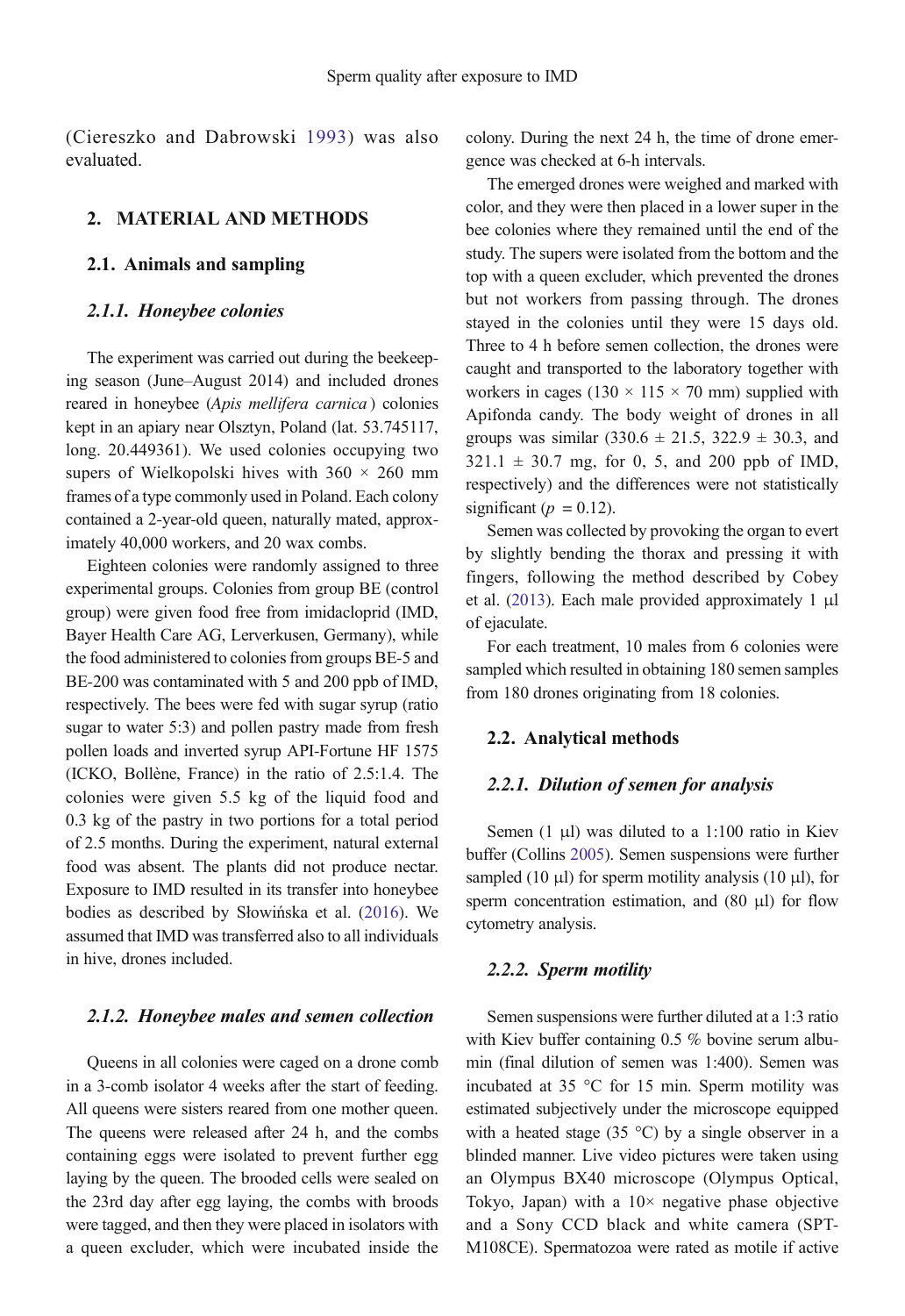(Ciereszko and Dabrowski 1993) was also evaluated.

## 2. MATERIAL AND METHODS

### 2.1. Animals and sampling

#### *2.1.1. Honeybee colonies*

The experiment was carried out during the beekeeping season (June–August 2014) and included drones reared in honeybee (*Apis mellifera carnica*) colonies kept in an apiary near Olsztyn, Poland (lat. 53.745117, long. 20.449361). We used colonies occupying two supers of Wielkopolski hives with 360 × 260 mm frames of a type commonly used in Poland. Each colony contained a 2-year-old queen, naturally mated, approximately 40,000 workers, and 20 wax combs.

Eighteen colonies were randomly assigned to three experimental groups. Colonies from group BE (control group) were given food free from imidacloprid (IMD, Bayer Health Care AG, Lerverkusen, Germany), while the food administered to colonies from groups BE-5 and BE-200 was contaminated with 5 and 200 ppb of IMD, respectively. The bees were fed with sugar syrup (ratio sugar to water 5:3) and pollen pastry made from fresh pollen loads and inverted syrup API-Fortune HF 1575 (ICKO, Bollène, France) in the ratio of 2.5:1.4. The colonies were given 5.5 kg of the liquid food and 0.3 kg of the pastry in two portions for a total period of 2.5 months. During the experiment, natural external food was absent. The plants did not produce nectar. Exposure to IMD resulted in its transfer into honeybee bodies as described by Słowińska et al. (2016). We assumed that IMD was transferred also to all individuals in hive, drones included.

#### *2.1.2. Honeybee males and semen collection*

Queens in all colonies were caged on a drone comb in a 3-comb isolator 4 weeks after the start of feeding. All queens were sisters reared from one mother queen. The queens were released after 24 h, and the combs containing eggs were isolated to prevent further egg laying by the queen. The brooded cells were sealed on the 23rd day after egg laying, the combs with broods were tagged, and then they were placed in isolators with a queen excluder, which were incubated inside the colony. During the next 24 h, the time of drone emergence was checked at 6-h intervals.

The emerged drones were weighed and marked with color, and they were then placed in a lower super in the bee colonies where they remained until the end of the study. The supers were isolated from the bottom and the top with a queen excluder, which prevented the drones but not workers from passing through. The drones stayed in the colonies until they were 15 days old. Three to 4 h before semen collection, the drones were caught and transported to the laboratory together with workers in cages (130 × 115 × 70 mm) supplied with Apifonda candy. The body weight of drones in all groups was similar (330.6 ± 21.5, 322.9 ± 30.3, and 321.1 ± 30.7 mg, for 0, 5, and 200 ppb of IMD, respectively) and the differences were not statistically significant ($p = 0.12$).

Semen was collected by provoking the organ to evert by slightly bending the thorax and pressing it with fingers, following the method described by Cobey et al. (2013). Each male provided approximately 1 μl of ejaculate.

For each treatment, 10 males from 6 colonies were sampled which resulted in obtaining 180 semen samples from 180 drones originating from 18 colonies.

### 2.2. Analytical methods

#### *2.2.1. Dilution of semen for analysis*

Semen (1 μl) was diluted to a 1:100 ratio in Kiev buffer (Collins 2005). Semen suspensions were further sampled (10 μl) for sperm motility analysis (10 μl), for sperm concentration estimation, and (80 μl) for flow cytometry analysis.

#### *2.2.2. Sperm motility*

Semen suspensions were further diluted at a 1:3 ratio with Kiev buffer containing 0.5 % bovine serum albumin (final dilution of semen was 1:400). Semen was incubated at 35 °C for 15 min. Sperm motility was estimated subjectively under the microscope equipped with a heated stage (35 °C) by a single observer in a blinded manner. Live video pictures were taken using an Olympus BX40 microscope (Olympus Optical, Tokyo, Japan) with a 10× negative phase objective and a Sony CCD black and white camera (SPT-M108CE). Spermatozoa were rated as motile if active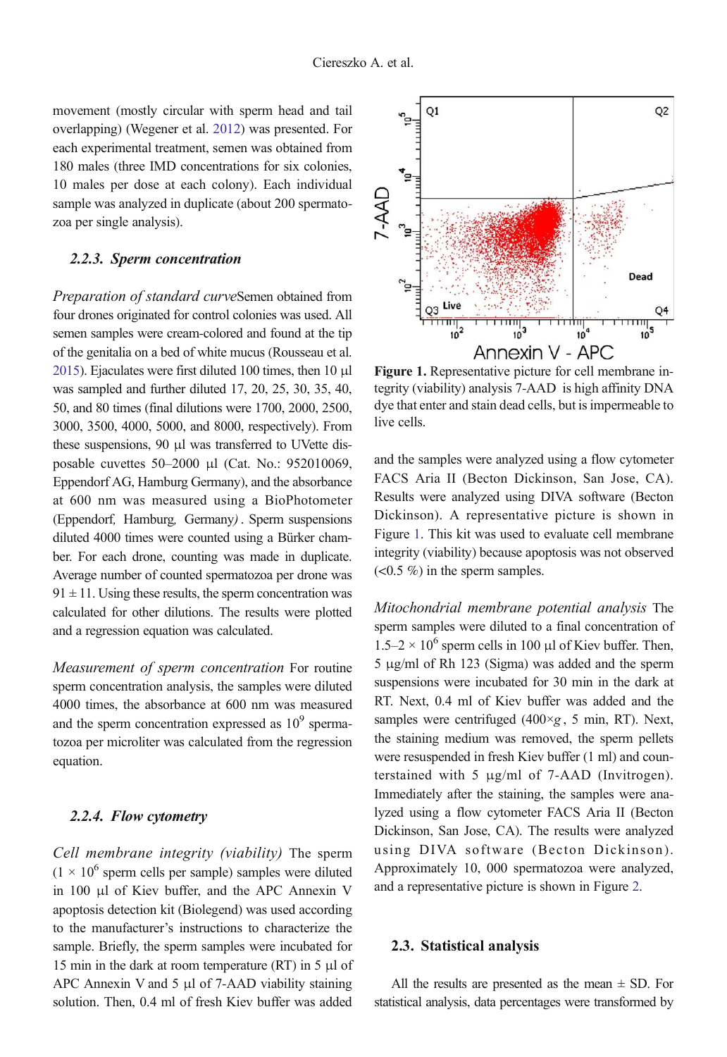movement (mostly circular with sperm head and tail overlapping) (Wegener et al. 2012) was presented. For each experimental treatment, semen was obtained from 180 males (three IMD concentrations for six colonies, 10 males per dose at each colony). Each individual sample was analyzed in duplicate (about 200 spermatozoa per single analysis).

### 2.2.3. Sperm concentration

*Preparation of standard curve*Semen obtained from four drones originated for control colonies was used. All semen samples were cream-colored and found at the tip of the genitalia on a bed of white mucus (Rousseau et al. 2015). Ejaculates were first diluted 100 times, then 10 μl was sampled and further diluted 17, 20, 25, 30, 35, 40, 50, and 80 times (final dilutions were 1700, 2000, 2500, 3000, 3500, 4000, 5000, and 8000, respectively). From these suspensions, 90 μl was transferred to UVette disposable cuvettes 50–2000 μl (Cat. No.: 952010069, Eppendorf AG, Hamburg Germany), and the absorbance at 600 nm was measured using a BioPhotometer (Eppendorf, Hamburg, Germany). Sperm suspensions diluted 4000 times were counted using a Bürker chamber. For each drone, counting was made in duplicate. Average number of counted spermatozoa per drone was 91 ± 11. Using these results, the sperm concentration was calculated for other dilutions. The results were plotted and a regression equation was calculated.

*Measurement of sperm concentration* For routine sperm concentration analysis, the samples were diluted 4000 times, the absorbance at 600 nm was measured and the sperm concentration expressed as $10^9$ spermatozoa per microliter was calculated from the regression equation.

### 2.2.4. Flow cytometry

*Cell membrane integrity (viability)* The sperm ($1 \times 10^6$ sperm cells per sample) samples were diluted in 100 μl of Kiev buffer, and the APC Annexin V apoptosis detection kit (Biolegend) was used according to the manufacturer's instructions to characterize the sample. Briefly, the sperm samples were incubated for 15 min in the dark at room temperature (RT) in 5 μl of APC Annexin V and 5 μl of 7-AAD viability staining solution. Then, 0.4 ml of fresh Kiev buffer was added and the samples were analyzed using a flow cytometer FACS Aria II (Becton Dickinson, San Jose, CA). Results were analyzed using DIVA software (Becton Dickinson). A representative picture is shown in Figure 1. This kit was used to evaluate cell membrane integrity (viability) because apoptosis was not observed (<0.5 %) in the sperm samples.

**Figure 1.** Representative picture for cell membrane integrity (viability) analysis 7-AAD is high affinity DNA dye that enter and stain dead cells, but is impermeable to live cells.

*Mitochondrial membrane potential analysis* The sperm samples were diluted to a final concentration of $1.5–2 \times 10^6$ sperm cells in 100 μl of Kiev buffer. Then, 5 μg/ml of Rh 123 (Sigma) was added and the sperm suspensions were incubated for 30 min in the dark at RT. Next, 0.4 ml of Kiev buffer was added and the samples were centrifuged (400×*g*, 5 min, RT). Next, the staining medium was removed, the sperm pellets were resuspended in fresh Kiev buffer (1 ml) and counterstained with 5 μg/ml of 7-AAD (Invitrogen). Immediately after the staining, the samples were analyzed using a flow cytometer FACS Aria II (Becton Dickinson, San Jose, CA). The results were analyzed using DIVA software (Becton Dickinson). Approximately 10, 000 spermatozoa were analyzed, and a representative picture is shown in Figure 2.

## 2.3. Statistical analysis

All the results are presented as the mean ± SD. For statistical analysis, data percentages were transformed by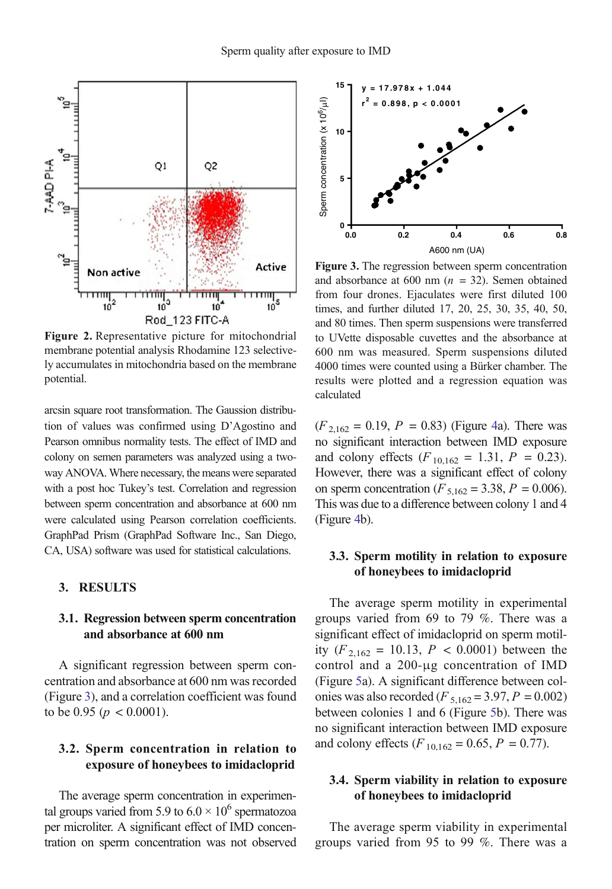Figure 2. Representative picture for mitochondrial membrane potential analysis Rhodamine 123 selectively accumulates in mitochondria based on the membrane potential.

arcsin square root transformation. The Gaussion distribution of values was confirmed using D'Agostino and Pearson omnibus normality tests. The effect of IMD and colony on semen parameters was analyzed using a two-way ANOVA. Where necessary, the means were separated with a post hoc Tukey's test. Correlation and regression between sperm concentration and absorbance at 600 nm were calculated using Pearson correlation coefficients. GraphPad Prism (GraphPad Software Inc., San Diego, CA, USA) software was used for statistical calculations.

## 3. RESULTS

### 3.1. Regression between sperm concentration and absorbance at 600 nm

A significant regression between sperm concentration and absorbance at 600 nm was recorded (Figure 3), and a correlation coefficient was found to be 0.95 ($p < 0.0001$).

Figure 3. The regression between sperm concentration and absorbance at 600 nm ($n = 32$). Semen obtained from four drones. Ejaculates were first diluted 100 times, and further diluted 17, 20, 25, 30, 35, 40, 50, and 80 times. Then sperm suspensions were transferred to UVette disposable cuvettes and the absorbance at 600 nm was measured. Sperm suspensions diluted 4000 times were counted using a Bürker chamber. The results were plotted and a regression equation was calculated

### 3.2. Sperm concentration in relation to exposure of honeybees to imidacloprid

The average sperm concentration in experimental groups varied from 5.9 to 6.0 × $10^6$ spermatozoa per microliter. A significant effect of IMD concentration on sperm concentration was not observed ($F_{2,162} = 0.19$, $P = 0.83$) (Figure 4a). There was no significant interaction between IMD exposure and colony effects ($F_{10,162} = 1.31$, $P = 0.23$). However, there was a significant effect of colony on sperm concentration ($F_{5,162} = 3.38$, $P = 0.006$). This was due to a difference between colony 1 and 4 (Figure 4b).

### 3.3. Sperm motility in relation to exposure of honeybees to imidacloprid

The average sperm motility in experimental groups varied from 69 to 79 %. There was a significant effect of imidacloprid on sperm motility ($F_{2,162} = 10.13$, $P < 0.0001$) between the control and a 200-µg concentration of IMD (Figure 5a). A significant difference between colonies was also recorded ($F_{5,162} = 3.97$, $P = 0.002$) between colonies 1 and 6 (Figure 5b). There was no significant interaction between IMD exposure and colony effects ($F_{10,162} = 0.65$, $P = 0.77$).

### 3.4. Sperm viability in relation to exposure of honeybees to imidacloprid

The average sperm viability in experimental groups varied from 95 to 99 %. There was a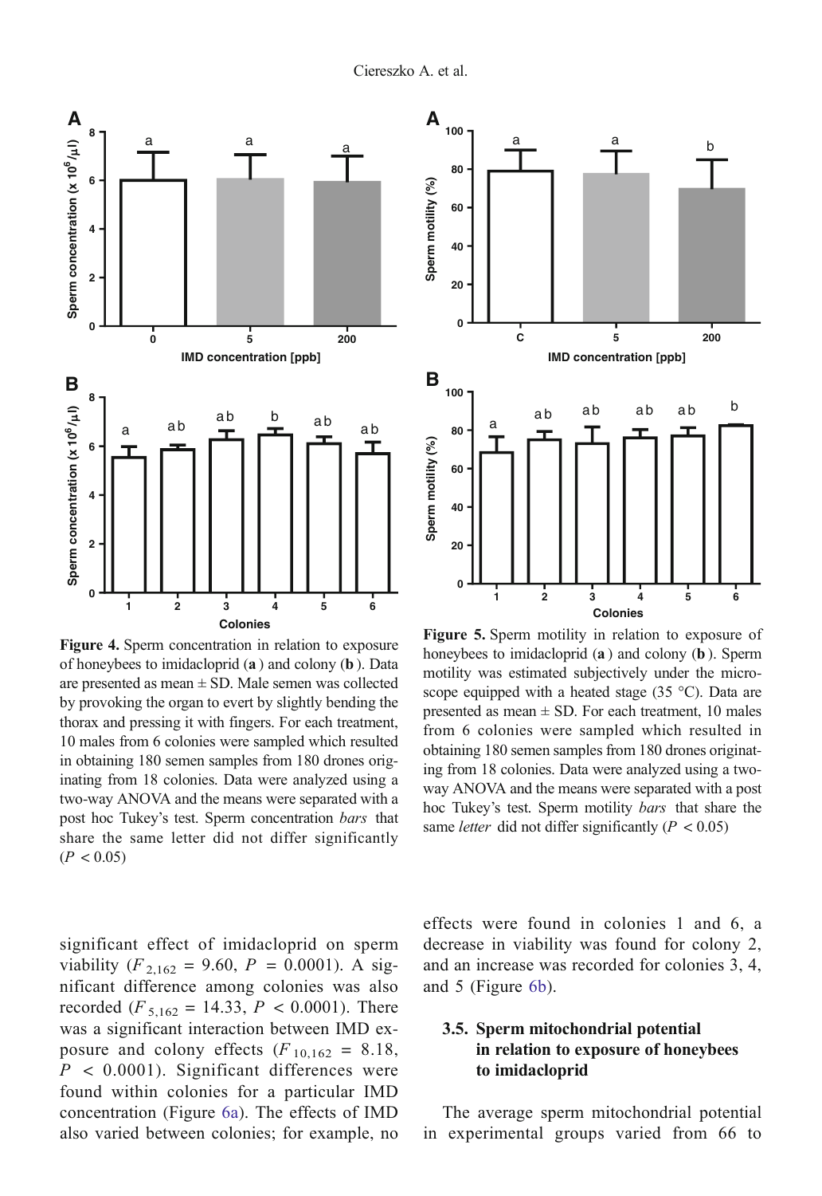**Figure 4.** Sperm concentration in relation to exposure of honeybees to imidacloprid (**a**) and colony (**b**). Data are presented as mean ± SD. Male semen was collected by provoking the organ to evert by slightly bending the thorax and pressing it with fingers. For each treatment, 10 males from 6 colonies were sampled which resulted in obtaining 180 semen samples from 180 drones originating from 18 colonies. Data were analyzed using a two-way ANOVA and the means were separated with a post hoc Tukey's test. Sperm concentration *bars* that share the same letter did not differ significantly ($P < 0.05$)

**Figure 5.** Sperm motility in relation to exposure of honeybees to imidacloprid (**a**) and colony (**b**). Sperm motility was estimated subjectively under the microscope equipped with a heated stage (35 °C). Data are presented as mean ± SD. For each treatment, 10 males from 6 colonies were sampled which resulted in obtaining 180 semen samples from 180 drones originating from 18 colonies. Data were analyzed using a two-way ANOVA and the means were separated with a post hoc Tukey's test. Sperm motility *bars* that share the same *letter* did not differ significantly ($P < 0.05$)

significant effect of imidacloprid on sperm viability ($F_{2,162} = 9.60$, $P = 0.0001$). A significant difference among colonies was also recorded ($F_{5,162} = 14.33$, $P < 0.0001$). There was a significant interaction between IMD exposure and colony effects ($F_{10,162} = 8.18$, $P < 0.0001$). Significant differences were found within colonies for a particular IMD concentration (Figure 6a). The effects of IMD also varied between colonies; for example, no effects were found in colonies 1 and 6, a decrease in viability was found for colony 2, and an increase was recorded for colonies 3, 4, and 5 (Figure 6b).

### 3.5. Sperm mitochondrial potential in relation to exposure of honeybees to imidacloprid

The average sperm mitochondrial potential in experimental groups varied from 66 to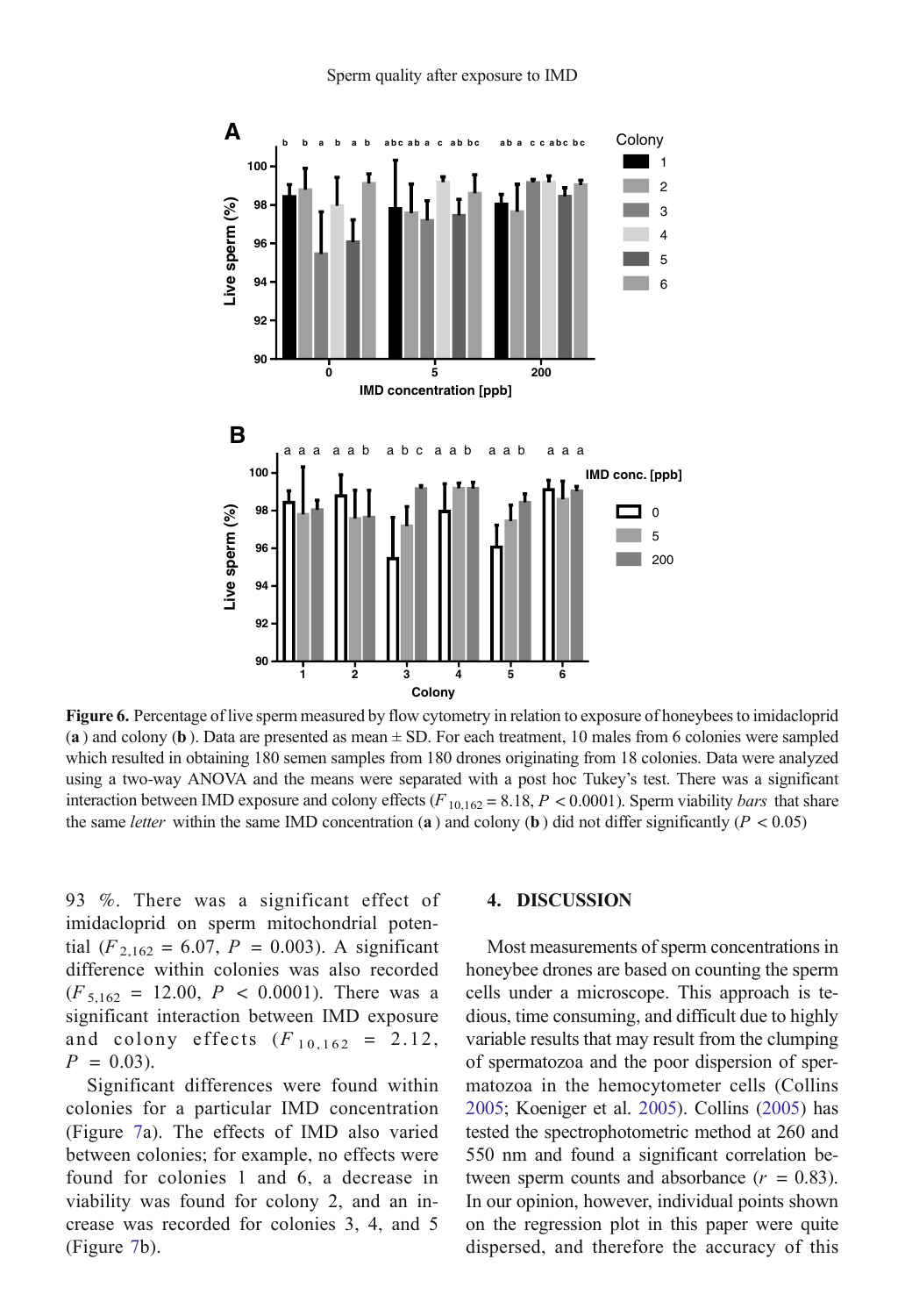**Figure 6.** Percentage of live sperm measured by flow cytometry in relation to exposure of honeybees to imidacloprid (**a**) and colony (**b**). Data are presented as mean ± SD. For each treatment, 10 males from 6 colonies were sampled which resulted in obtaining 180 semen samples from 180 drones originating from 18 colonies. Data were analyzed using a two-way ANOVA and the means were separated with a post hoc Tukey's test. There was a significant interaction between IMD exposure and colony effects ($F_{10,162} = 8.18$, $P < 0.0001$). Sperm viability *bars* that share the same *letter* within the same IMD concentration (**a**) and colony (**b**) did not differ significantly ($P < 0.05$)

93 %. There was a significant effect of imidacloprid on sperm mitochondrial potential ($F_{2,162} = 6.07$, $P = 0.003$). A significant difference within colonies was also recorded ($F_{5,162} = 12.00$, $P < 0.0001$). There was a significant interaction between IMD exposure and colony effects ($F_{10,162} = 2.12$, $P = 0.03$).

Significant differences were found within colonies for a particular IMD concentration (Figure 7a). The effects of IMD also varied between colonies; for example, no effects were found for colonies 1 and 6, a decrease in viability was found for colony 2, and an increase was recorded for colonies 3, 4, and 5 (Figure 7b).

## 4. DISCUSSION

Most measurements of sperm concentrations in honeybee drones are based on counting the sperm cells under a microscope. This approach is tedious, time consuming, and difficult due to highly variable results that may result from the clumping of spermatozoa and the poor dispersion of spermatozoa in the hemocytometer cells (Collins 2005; Koeniger et al. 2005). Collins (2005) has tested the spectrophotometric method at 260 and 550 nm and found a significant correlation between sperm counts and absorbance ($r = 0.83$). In our opinion, however, individual points shown on the regression plot in this paper were quite dispersed, and therefore the accuracy of this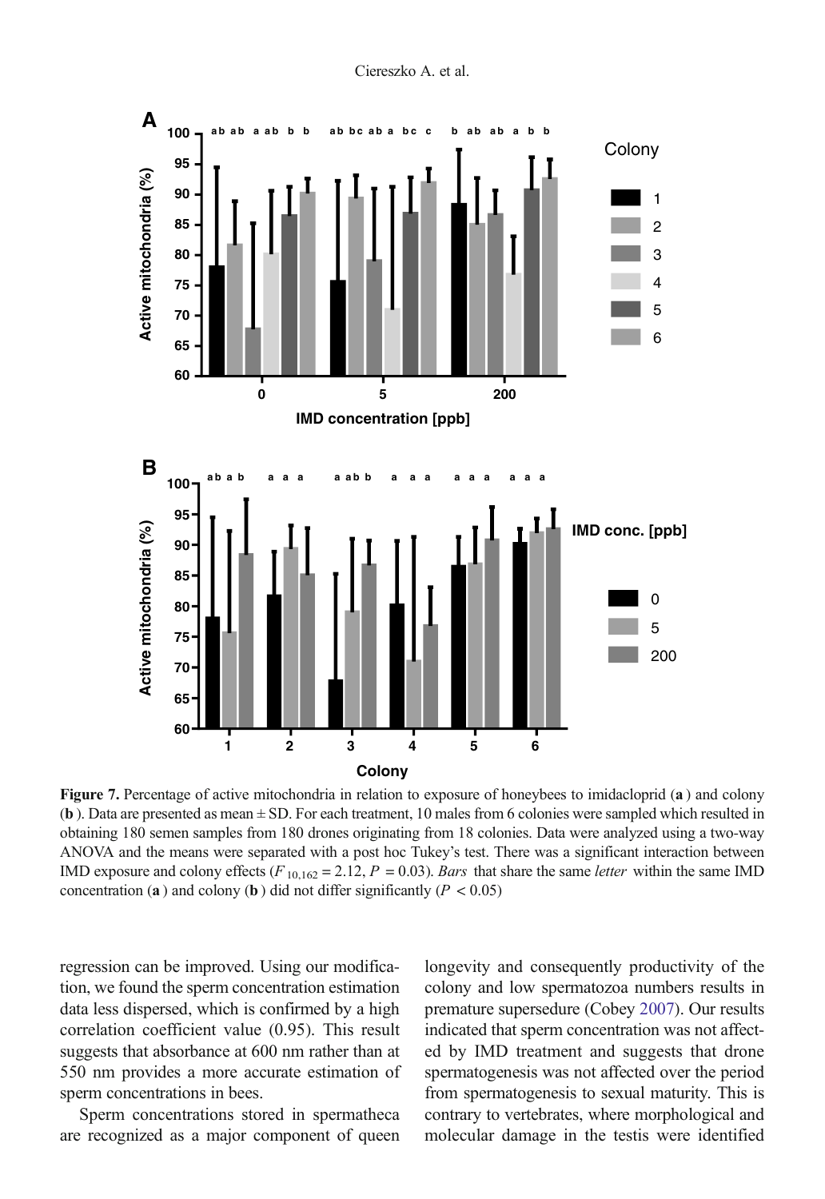**Figure 7.** Percentage of active mitochondria in relation to exposure of honeybees to imidacloprid (**a** ) and colony (**b** ). Data are presented as mean ± SD. For each treatment, 10 males from 6 colonies were sampled which resulted in obtaining 180 semen samples from 180 drones originating from 18 colonies. Data were analyzed using a two-way ANOVA and the means were separated with a post hoc Tukey's test. There was a significant interaction between IMD exposure and colony effects ($F_{10,162} = 2.12$, $P = 0.03$). *Bars* that share the same *letter* within the same IMD concentration (**a** ) and colony (**b** ) did not differ significantly ($P < 0.05$)

regression can be improved. Using our modification, we found the sperm concentration estimation data less dispersed, which is confirmed by a high correlation coefficient value (0.95). This result suggests that absorbance at 600 nm rather than at 550 nm provides a more accurate estimation of sperm concentrations in bees.

Sperm concentrations stored in spermatheca are recognized as a major component of queen longevity and consequently productivity of the colony and low spermatozoa numbers results in premature supersedure (Cobey 2007). Our results indicated that sperm concentration was not affected by IMD treatment and suggests that drone spermatogenesis was not affected over the period from spermatogenesis to sexual maturity. This is contrary to vertebrates, where morphological and molecular damage in the testis were identified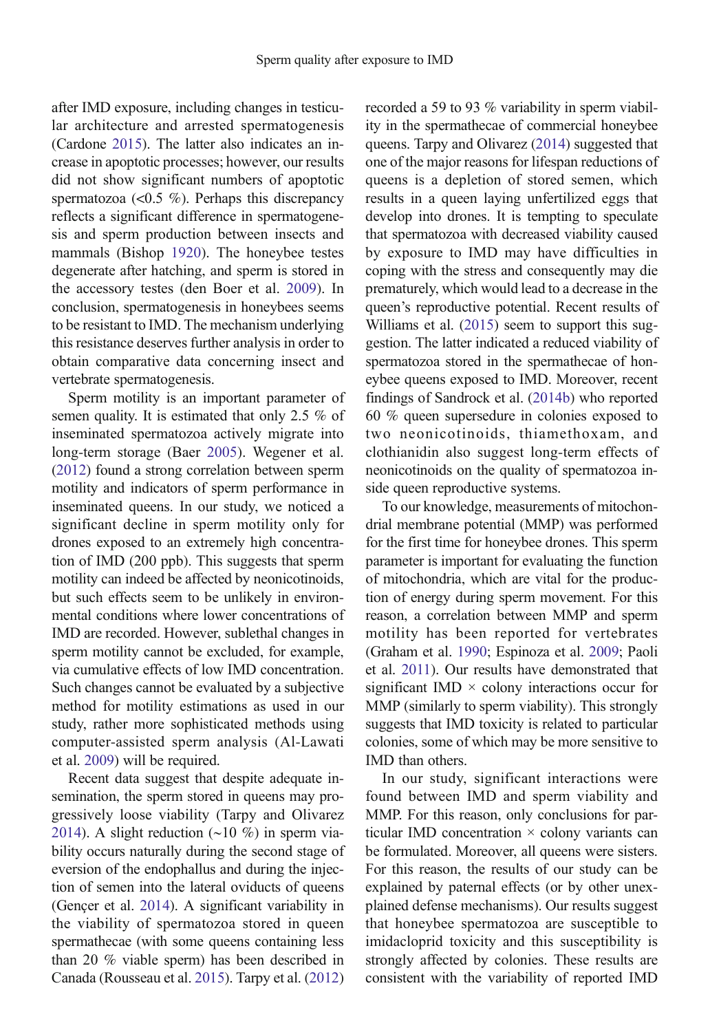after IMD exposure, including changes in testicular architecture and arrested spermatogenesis (Cardone 2015). The latter also indicates an increase in apoptotic processes; however, our results did not show significant numbers of apoptotic spermatozoa (<0.5 %). Perhaps this discrepancy reflects a significant difference in spermatogenesis and sperm production between insects and mammals (Bishop 1920). The honeybee testes degenerate after hatching, and sperm is stored in the accessory testes (den Boer et al. 2009). In conclusion, spermatogenesis in honeybees seems to be resistant to IMD. The mechanism underlying this resistance deserves further analysis in order to obtain comparative data concerning insect and vertebrate spermatogenesis.

Sperm motility is an important parameter of semen quality. It is estimated that only 2.5 % of inseminated spermatozoa actively migrate into long-term storage (Baer 2005). Wegener et al. (2012) found a strong correlation between sperm motility and indicators of sperm performance in inseminated queens. In our study, we noticed a significant decline in sperm motility only for drones exposed to an extremely high concentration of IMD (200 ppb). This suggests that sperm motility can indeed be affected by neonicotinoids, but such effects seem to be unlikely in environmental conditions where lower concentrations of IMD are recorded. However, sublethal changes in sperm motility cannot be excluded, for example, via cumulative effects of low IMD concentration. Such changes cannot be evaluated by a subjective method for motility estimations as used in our study, rather more sophisticated methods using computer-assisted sperm analysis (Al-Lawati et al. 2009) will be required.

Recent data suggest that despite adequate insemination, the sperm stored in queens may progressively loose viability (Tarpy and Olivarez 2014). A slight reduction (~10 %) in sperm viability occurs naturally during the second stage of eversion of the endophallus and during the injection of semen into the lateral oviducts of queens (Gençer et al. 2014). A significant variability in the viability of spermatozoa stored in queen spermathecae (with some queens containing less than 20 % viable sperm) has been described in Canada (Rousseau et al. 2015). Tarpy et al. (2012) recorded a 59 to 93 % variability in sperm viability in the spermathecae of commercial honeybee queens. Tarpy and Olivarez (2014) suggested that one of the major reasons for lifespan reductions of queens is a depletion of stored semen, which results in a queen laying unfertilized eggs that develop into drones. It is tempting to speculate that spermatozoa with decreased viability caused by exposure to IMD may have difficulties in coping with the stress and consequently may die prematurely, which would lead to a decrease in the queen's reproductive potential. Recent results of Williams et al. (2015) seem to support this suggestion. The latter indicated a reduced viability of spermatozoa stored in the spermathecae of honeybee queens exposed to IMD. Moreover, recent findings of Sandrock et al. (2014b) who reported 60 % queen supersedure in colonies exposed to two neonicotinoids, thiamethoxam, and clothianidin also suggest long-term effects of neonicotinoids on the quality of spermatozoa inside queen reproductive systems.

To our knowledge, measurements of mitochondrial membrane potential (MMP) was performed for the first time for honeybee drones. This sperm parameter is important for evaluating the function of mitochondria, which are vital for the production of energy during sperm movement. For this reason, a correlation between MMP and sperm motility has been reported for vertebrates (Graham et al. 1990; Espinoza et al. 2009; Paoli et al. 2011). Our results have demonstrated that significant IMD × colony interactions occur for MMP (similarly to sperm viability). This strongly suggests that IMD toxicity is related to particular colonies, some of which may be more sensitive to IMD than others.

In our study, significant interactions were found between IMD and sperm viability and MMP. For this reason, only conclusions for particular IMD concentration × colony variants can be formulated. Moreover, all queens were sisters. For this reason, the results of our study can be explained by paternal effects (or by other unexplained defense mechanisms). Our results suggest that honeybee spermatozoa are susceptible to imidacloprid toxicity and this susceptibility is strongly affected by colonies. These results are consistent with the variability of reported IMD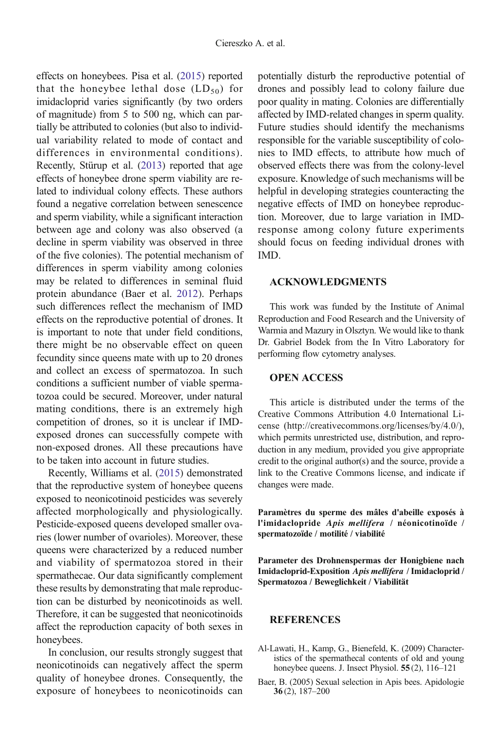effects on honeybees. Pisa et al. (2015) reported that the honeybee lethal dose ($LD_{50}$) for imidacloprid varies significantly (by two orders of magnitude) from 5 to 500 ng, which can partially be attributed to colonies (but also to individual variability related to mode of contact and differences in environmental conditions). Recently, Stürup et al. (2013) reported that age effects of honeybee drone sperm viability are related to individual colony effects. These authors found a negative correlation between senescence and sperm viability, while a significant interaction between age and colony was also observed (a decline in sperm viability was observed in three of the five colonies). The potential mechanism of differences in sperm viability among colonies may be related to differences in seminal fluid protein abundance (Baer et al. 2012). Perhaps such differences reflect the mechanism of IMD effects on the reproductive potential of drones. It is important to note that under field conditions, there might be no observable effect on queen fecundity since queens mate with up to 20 drones and collect an excess of spermatozoa. In such conditions a sufficient number of viable spermatozoa could be secured. Moreover, under natural mating conditions, there is an extremely high competition of drones, so it is unclear if IMD-exposed drones can successfully compete with non-exposed drones. All these precautions have to be taken into account in future studies.

Recently, Williams et al. (2015) demonstrated that the reproductive system of honeybee queens exposed to neonicotinoid pesticides was severely affected morphologically and physiologically. Pesticide-exposed queens developed smaller ovaries (lower number of ovarioles). Moreover, these queens were characterized by a reduced number and viability of spermatozoa stored in their spermathecae. Our data significantly complement these results by demonstrating that male reproduction can be disturbed by neonicotinoids as well. Therefore, it can be suggested that neonicotinoids affect the reproduction capacity of both sexes in honeybees.

In conclusion, our results strongly suggest that neonicotinoids can negatively affect the sperm quality of honeybee drones. Consequently, the exposure of honeybees to neonicotinoids can potentially disturb the reproductive potential of drones and possibly lead to colony failure due poor quality in mating. Colonies are differentially affected by IMD-related changes in sperm quality. Future studies should identify the mechanisms responsible for the variable susceptibility of colonies to IMD effects, to attribute how much of observed effects there was from the colony-level exposure. Knowledge of such mechanisms will be helpful in developing strategies counteracting the negative effects of IMD on honeybee reproduction. Moreover, due to large variation in IMD-response among colony future experiments should focus on feeding individual drones with IMD.

## ACKNOWLEDGMENTS

This work was funded by the Institute of Animal Reproduction and Food Research and the University of Warmia and Mazury in Olsztyn. We would like to thank Dr. Gabriel Bodek from the In Vitro Laboratory for performing flow cytometry analyses.

## OPEN ACCESS

This article is distributed under the terms of the Creative Commons Attribution 4.0 International License (http://creativecommons.org/licenses/by/4.0/), which permits unrestricted use, distribution, and reproduction in any medium, provided you give appropriate credit to the original author(s) and the source, provide a link to the Creative Commons license, and indicate if changes were made.

**Paramètres du sperme des mâles d'abeille exposés à l'imidaclopride *Apis mellifera* / néonicotinoïde / spermatozoïde / motilité / viabilité**

**Parameter des Drohnenspermas der Honigbiene nach Imidacloprid-Exposition *Apis mellifera* / Imidacloprid / Spermatozoa / Beweglichkeit / Viabilität**

## REFERENCES

Al-Lawati, H., Kamp, G., Bienefeld, K. (2009) Characteristics of the spermathecal contents of old and young honeybee queens. J. Insect Physiol. **55** (2), 116–121

Baer, B. (2005) Sexual selection in Apis bees. Apidologie **36** (2), 187–200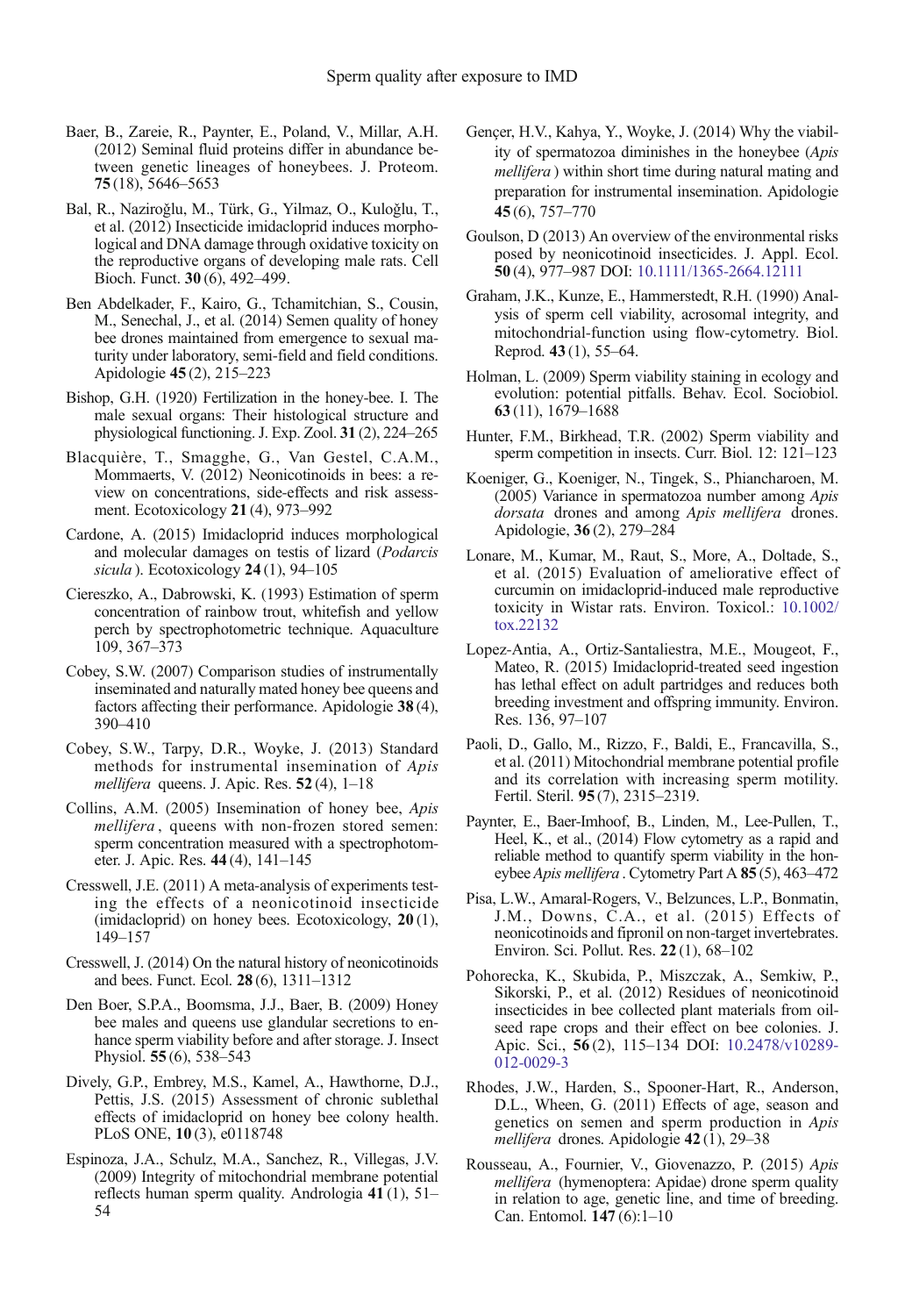Baer, B., Zareie, R., Paynter, E., Poland, V., Millar, A.H. (2012) Seminal fluid proteins differ in abundance between genetic lineages of honeybees. J. Proteom. **75** (18), 5646–5653

Bal, R., Naziroğlu, M., Türk, G., Yilmaz, O., Kuloğlu, T., et al. (2012) Insecticide imidacloprid induces morphological and DNA damage through oxidative toxicity on the reproductive organs of developing male rats. Cell Bioch. Funct. **30** (6), 492–499.

Ben Abdelkader, F., Kairo, G., Tchamitchian, S., Cousin, M., Senechal, J., et al. (2014) Semen quality of honey bee drones maintained from emergence to sexual maturity under laboratory, semi-field and field conditions. Apidologie **45** (2), 215–223

Bishop, G.H. (1920) Fertilization in the honey-bee. I. The male sexual organs: Their histological structure and physiological functioning. J. Exp. Zool. **31** (2), 224–265

Blacquière, T., Smagghe, G., Van Gestel, C.A.M., Mommaerts, V. (2012) Neonicotinoids in bees: a review on concentrations, side-effects and risk assessment. Ecotoxicology **21** (4), 973–992

Cardone, A. (2015) Imidacloprid induces morphological and molecular damages on testis of lizard (*Podarcis sicula* ). Ecotoxicology **24** (1), 94–105

Ciereszko, A., Dabrowski, K. (1993) Estimation of sperm concentration of rainbow trout, whitefish and yellow perch by spectrophotometric technique. Aquaculture 109, 367–373

Cobey, S.W. (2007) Comparison studies of instrumentally inseminated and naturally mated honey bee queens and factors affecting their performance. Apidologie **38** (4), 390–410

Cobey, S.W., Tarpy, D.R., Woyke, J. (2013) Standard methods for instrumental insemination of *Apis mellifera* queens. J. Apic. Res. **52** (4), 1–18

Collins, A.M. (2005) Insemination of honey bee, *Apis mellifera* , queens with non-frozen stored semen: sperm concentration measured with a spectrophotometer. J. Apic. Res. **44** (4), 141–145

Cresswell, J.E. (2011) A meta-analysis of experiments testing the effects of a neonicotinoid insecticide (imidacloprid) on honey bees. Ecotoxicology, **20** (1), 149–157

Cresswell, J. (2014) On the natural history of neonicotinoids and bees. Funct. Ecol. **28** (6), 1311–1312

Den Boer, S.P.A., Boomsma, J.J., Baer, B. (2009) Honey bee males and queens use glandular secretions to enhance sperm viability before and after storage. J. Insect Physiol. **55** (6), 538–543

Dively, G.P., Embrey, M.S., Kamel, A., Hawthorne, D.J., Pettis, J.S. (2015) Assessment of chronic sublethal effects of imidacloprid on honey bee colony health. PLoS ONE, **10** (3), e0118748

Espinoza, J.A., Schulz, M.A., Sanchez, R., Villegas, J.V. (2009) Integrity of mitochondrial membrane potential reflects human sperm quality. Andrologia **41** (1), 51–54

Gençer, H.V., Kahya, Y., Woyke, J. (2014) Why the viability of spermatozoa diminishes in the honeybee (*Apis mellifera* ) within short time during natural mating and preparation for instrumental insemination. Apidologie **45** (6), 757–770

Goulson, D (2013) An overview of the environmental risks posed by neonicotinoid insecticides. J. Appl. Ecol. **50** (4), 977–987 DOI: 10.1111/1365-2664.12111

Graham, J.K., Kunze, E., Hammerstedt, R.H. (1990) Analysis of sperm cell viability, acrosomal integrity, and mitochondrial-function using flow-cytometry. Biol. Reprod. **43** (1), 55–64.

Holman, L. (2009) Sperm viability staining in ecology and evolution: potential pitfalls. Behav. Ecol. Sociobiol. **63** (11), 1679–1688

Hunter, F.M., Birkhead, T.R. (2002) Sperm viability and sperm competition in insects. Curr. Biol. 12: 121–123

Koeniger, G., Koeniger, N., Tingek, S., Phiancharoen, M. (2005) Variance in spermatozoa number among *Apis dorsata* drones and among *Apis mellifera* drones. Apidologie, **36** (2), 279–284

Lonare, M., Kumar, M., Raut, S., More, A., Doltade, S., et al. (2015) Evaluation of ameliorative effect of curcumin on imidacloprid-induced male reproductive toxicity in Wistar rats. Environ. Toxicol.: 10.1002/tox.22132

Lopez-Antia, A., Ortiz-Santaliestra, M.E., Mougeot, F., Mateo, R. (2015) Imidacloprid-treated seed ingestion has lethal effect on adult partridges and reduces both breeding investment and offspring immunity. Environ. Res. 136, 97–107

Paoli, D., Gallo, M., Rizzo, F., Baldi, E., Francavilla, S., et al. (2011) Mitochondrial membrane potential profile and its correlation with increasing sperm motility. Fertil. Steril. **95** (7), 2315–2319.

Paynter, E., Baer-Imhoof, B., Linden, M., Lee-Pullen, T., Heel, K., et al., (2014) Flow cytometry as a rapid and reliable method to quantify sperm viability in the honeybee *Apis mellifera* . Cytometry Part A **85** (5), 463–472

Pisa, L.W., Amaral-Rogers, V., Belzunces, L.P., Bonmatin, J.M., Downs, C.A., et al. (2015) Effects of neonicotinoids and fipronil on non-target invertebrates. Environ. Sci. Pollut. Res. **22** (1), 68–102

Pohorecka, K., Skubida, P., Miszczak, A., Semkiw, P., Sikorski, P., et al. (2012) Residues of neonicotinoid insecticides in bee collected plant materials from oilseed rape crops and their effect on bee colonies. J. Apic. Sci., **56** (2), 115–134 DOI: 10.2478/v10289-012-0029-3

Rhodes, J.W., Harden, S., Spooner-Hart, R., Anderson, D.L., Wheen, G. (2011) Effects of age, season and genetics on semen and sperm production in *Apis mellifera* drones. Apidologie **42** (1), 29–38

Rousseau, A., Fournier, V., Giovenazzo, P. (2015) *Apis mellifera* (hymenoptera: Apidae) drone sperm quality in relation to age, genetic line, and time of breeding. Can. Entomol. **147** (6):1–10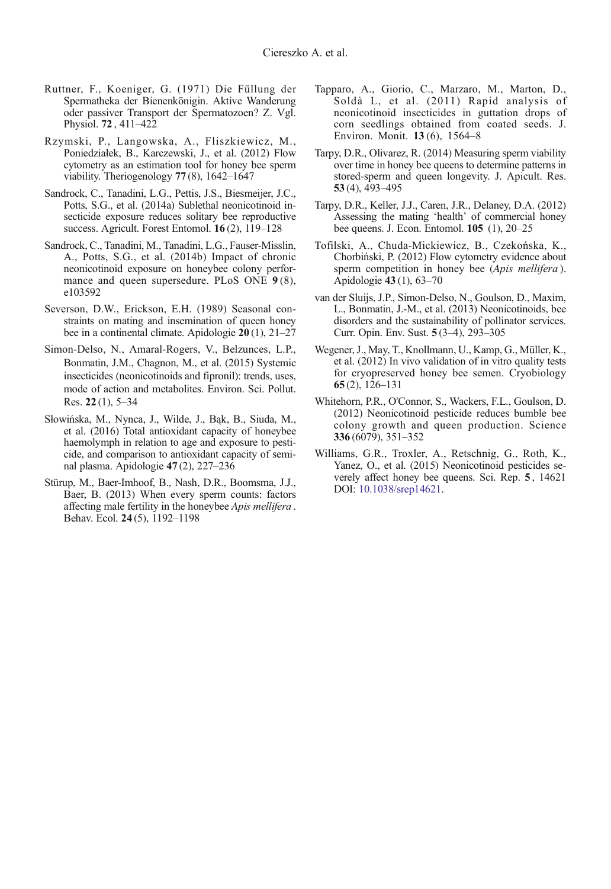Ruttner, F., Koeniger, G. (1971) Die Füllung der Spermatheka der Bienenkönigin. Aktive Wanderung oder passiver Transport der Spermatozoen? Z. Vgl. Physiol. **72** , 411–422

Rzymski, P., Langowska, A., Fliszkiewicz, M., Poniedziałek, B., Karczewski, J., et al. (2012) Flow cytometry as an estimation tool for honey bee sperm viability. Theriogenology **77** (8), 1642–1647

Sandrock, C., Tanadini, L.G., Pettis, J.S., Biesmeijer, J.C., Potts, S.G., et al. (2014a) Sublethal neonicotinoid insecticide exposure reduces solitary bee reproductive success. Agricult. Forest Entomol. **16** (2), 119–128

Sandrock, C., Tanadini, M., Tanadini, L.G., Fauser-Misslin, A., Potts, S.G., et al. (2014b) Impact of chronic neonicotinoid exposure on honeybee colony performance and queen supersedure. PLoS ONE **9** (8), e103592

Severson, D.W., Erickson, E.H. (1989) Seasonal constraints on mating and insemination of queen honey bee in a continental climate. Apidologie **20** (1), 21–27

Simon-Delso, N., Amaral-Rogers, V., Belzunces, L.P., Bonmatin, J.M., Chagnon, M., et al. (2015) Systemic insecticides (neonicotinoids and fipronil): trends, uses, mode of action and metabolites. Environ. Sci. Pollut. Res. **22** (1), 5–34

Słowińska, M., Nynca, J., Wilde, J., Bąk, B., Siuda, M., et al. (2016) Total antioxidant capacity of honeybee haemolymph in relation to age and exposure to pesticide, and comparison to antioxidant capacity of seminal plasma. Apidologie **47** (2), 227–236

Stürup, M., Baer-Imhoof, B., Nash, D.R., Boomsma, J.J., Baer, B. (2013) When every sperm counts: factors affecting male fertility in the honeybee *Apis mellifera* . Behav. Ecol. **24** (5), 1192–1198

Tapparo, A., Giorio, C., Marzaro, M., Marton, D., Soldà L, et al. (2011) Rapid analysis of neonicotinoid insecticides in guttation drops of corn seedlings obtained from coated seeds. J. Environ. Monit. **13** (6), 1564–8

Tarpy, D.R., Olivarez, R. (2014) Measuring sperm viability over time in honey bee queens to determine patterns in stored-sperm and queen longevity. J. Apicult. Res. **53** (4), 493–495

Tarpy, D.R., Keller, J.J., Caren, J.R., Delaney, D.A. (2012) Assessing the mating 'health' of commercial honey bee queens. J. Econ. Entomol. **105** (1), 20–25

Tofilski, A., Chuda-Mickiewicz, B., Czekońska, K., Chorbiński, P. (2012) Flow cytometry evidence about sperm competition in honey bee (*Apis mellifera* ). Apidologie **43** (1), 63–70

van der Sluijs, J.P., Simon-Delso, N., Goulson, D., Maxim, L., Bonmatin, J.-M., et al. (2013) Neonicotinoids, bee disorders and the sustainability of pollinator services. Curr. Opin. Env. Sust. **5** (3–4), 293–305

Wegener, J., May, T., Knollmann, U., Kamp, G., Müller, K., et al. (2012) In vivo validation of in vitro quality tests for cryopreserved honey bee semen. Cryobiology **65** (2), 126–131

Whitehorn, P.R., O'Connor, S., Wackers, F.L., Goulson, D. (2012) Neonicotinoid pesticide reduces bumble bee colony growth and queen production. Science **336** (6079), 351–352

Williams, G.R., Troxler, A., Retschnig, G., Roth, K., Yanez, O., et al. (2015) Neonicotinoid pesticides severely affect honey bee queens. Sci. Rep. **5** , 14621 DOI: 10.1038/srep14621.